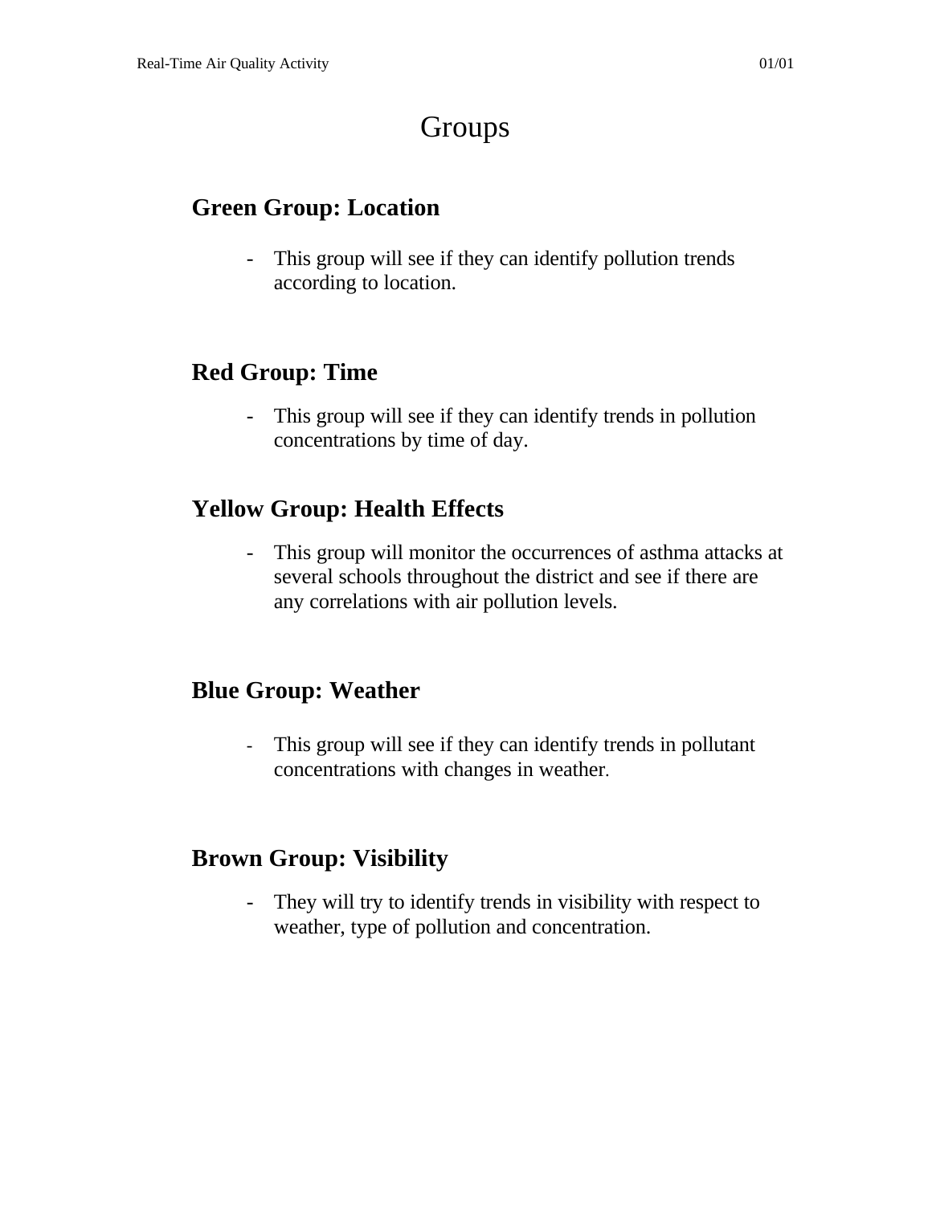# Groups

## Green Group: Location

- This group will see if they can identify pollution trends according to location.

## Red Group: Time

- This group will see if they can identify trends in pollution concentrations by time of day.

## Yellow Group: Health Effects

- This group will monitor the occurrences of asthma attacks at several schools throughout the district and see if there are any correlations with air pollution levels.

## Blue Group: Weather

- This group will see if they can identify trends in pollutant concentrations with changes in weather.

## Brown Group: Visibility

- They will try to identify trends in visibility with respect to weather, type of pollution and concentration.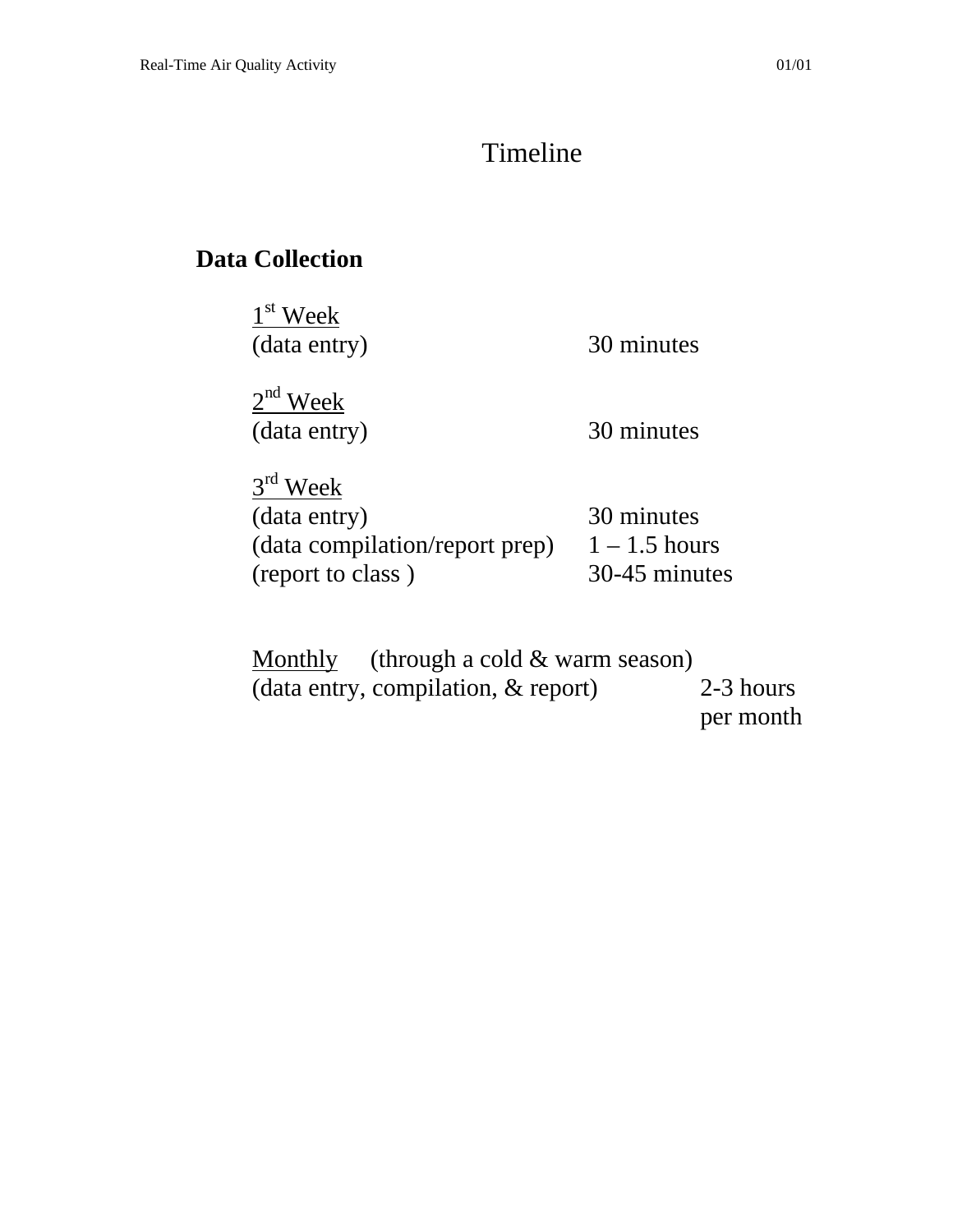# Timeline

## Data Collection

<u>1st Week</u>

| | |
|---|---|
| (data entry) | 30 minutes |

<u>2nd Week</u>

| | |
|---|---|
| (data entry) | 30 minutes |

<u>3rd Week</u>

| | |
|---|---|
| (data entry) | 30 minutes |
| (data compilation/report prep) | 1 – 1.5 hours |
| (report to class ) | 30-45 minutes |

<u>Monthly</u> (through a cold & warm season)

| | |
|---|---|
| (data entry, compilation, & report) | 2-3 hours per month |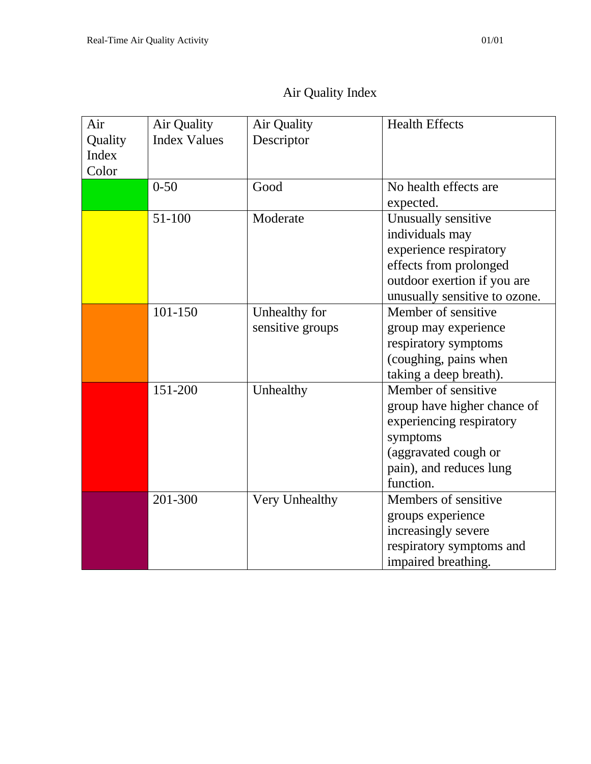# Air Quality Index

| Air Quality Index Color | Air Quality Index Values | Air Quality Descriptor | Health Effects |
|---|---|---|---|
| | 0-50 | Good | No health effects are expected. |
| | 51-100 | Moderate | Unusually sensitive individuals may experience respiratory effects from prolonged outdoor exertion if you are unusually sensitive to ozone. |
| | 101-150 | Unhealthy for sensitive groups | Member of sensitive group may experience respiratory symptoms (coughing, pains when taking a deep breath). |
| | 151-200 | Unhealthy | Member of sensitive group have higher chance of experiencing respiratory symptoms (aggravated cough or pain), and reduces lung function. |
| | 201-300 | Very Unhealthy | Members of sensitive groups experience increasingly severe respiratory symptoms and impaired breathing. |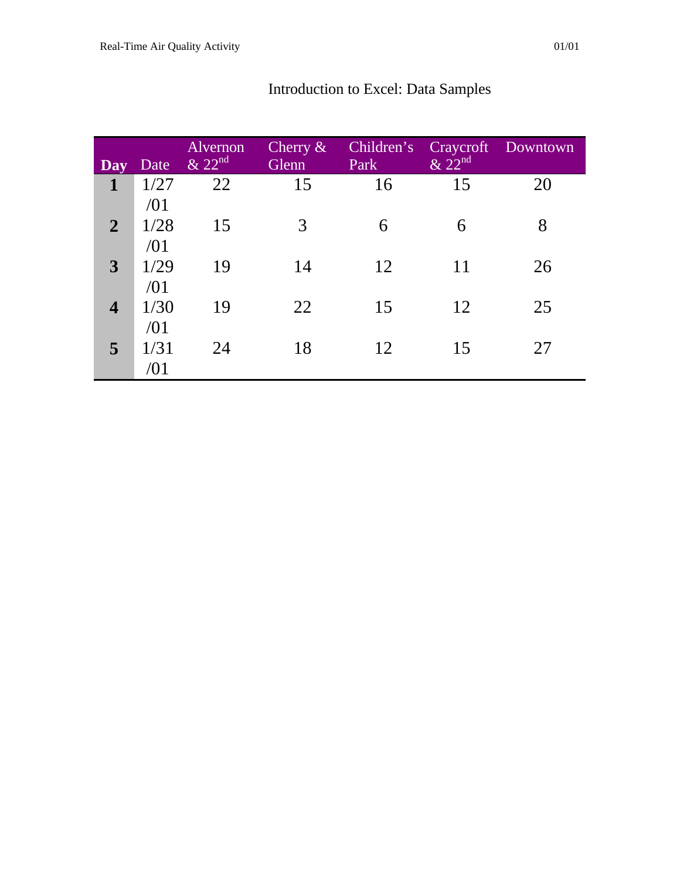# Introduction to Excel: Data Samples

| Day | Date | Alvernon & 22nd | Cherry & Glenn | Children's Park | Craycroft & 22nd | Downtown |
|---|---|---|---|---|---|---|
| **1** | 1/27/01 | 22 | 15 | 16 | 15 | 20 |
| **2** | 1/28/01 | 15 | 3 | 6 | 6 | 8 |
| **3** | 1/29/01 | 19 | 14 | 12 | 11 | 26 |
| **4** | 1/30/01 | 19 | 22 | 15 | 12 | 25 |
| **5** | 1/31/01 | 24 | 18 | 12 | 15 | 27 |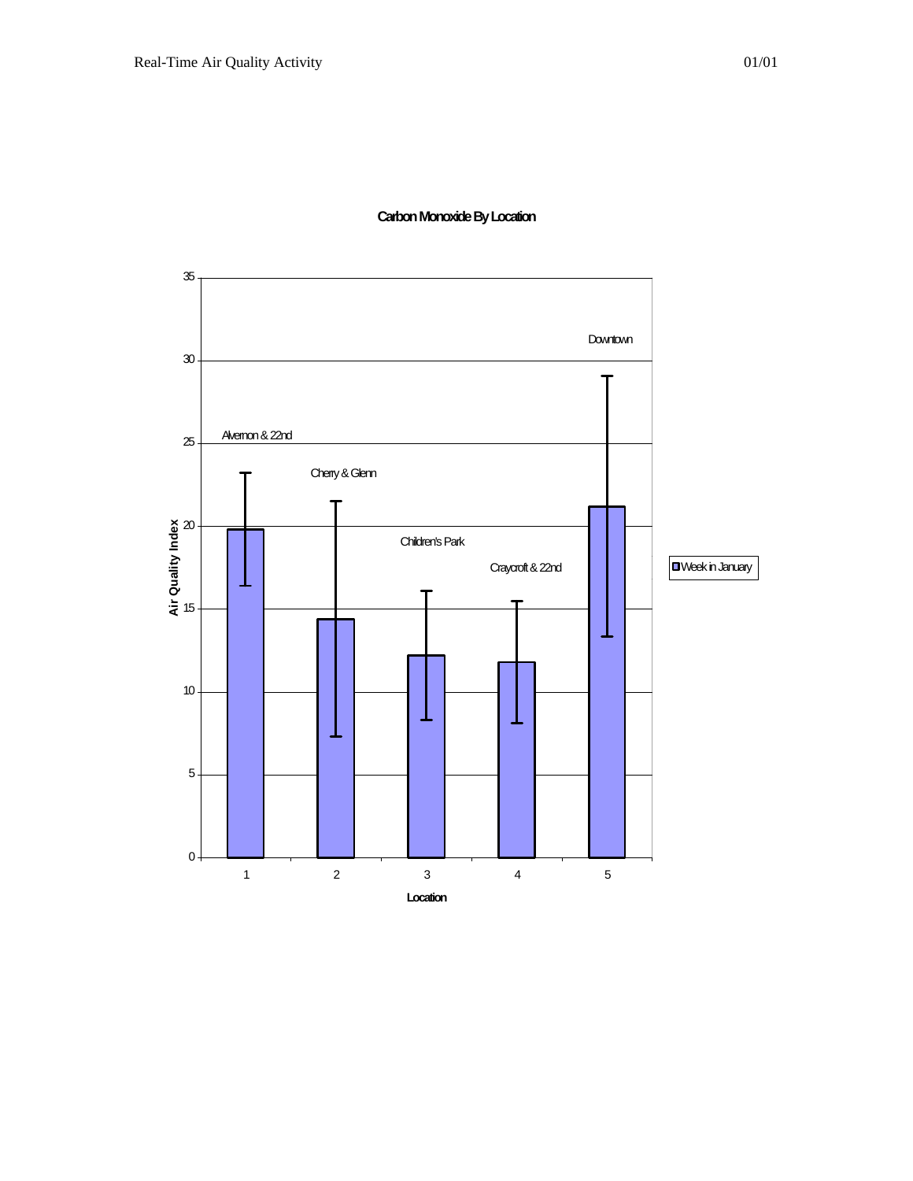**Carbon Monoxide By Location**

Air Quality Index (0–35)

Location:

1. Alvernon & 22nd
2. Cherry & Glenn
3. Children's Park
4. Craycroft & 22nd
5. Downtown

Legend: Week in January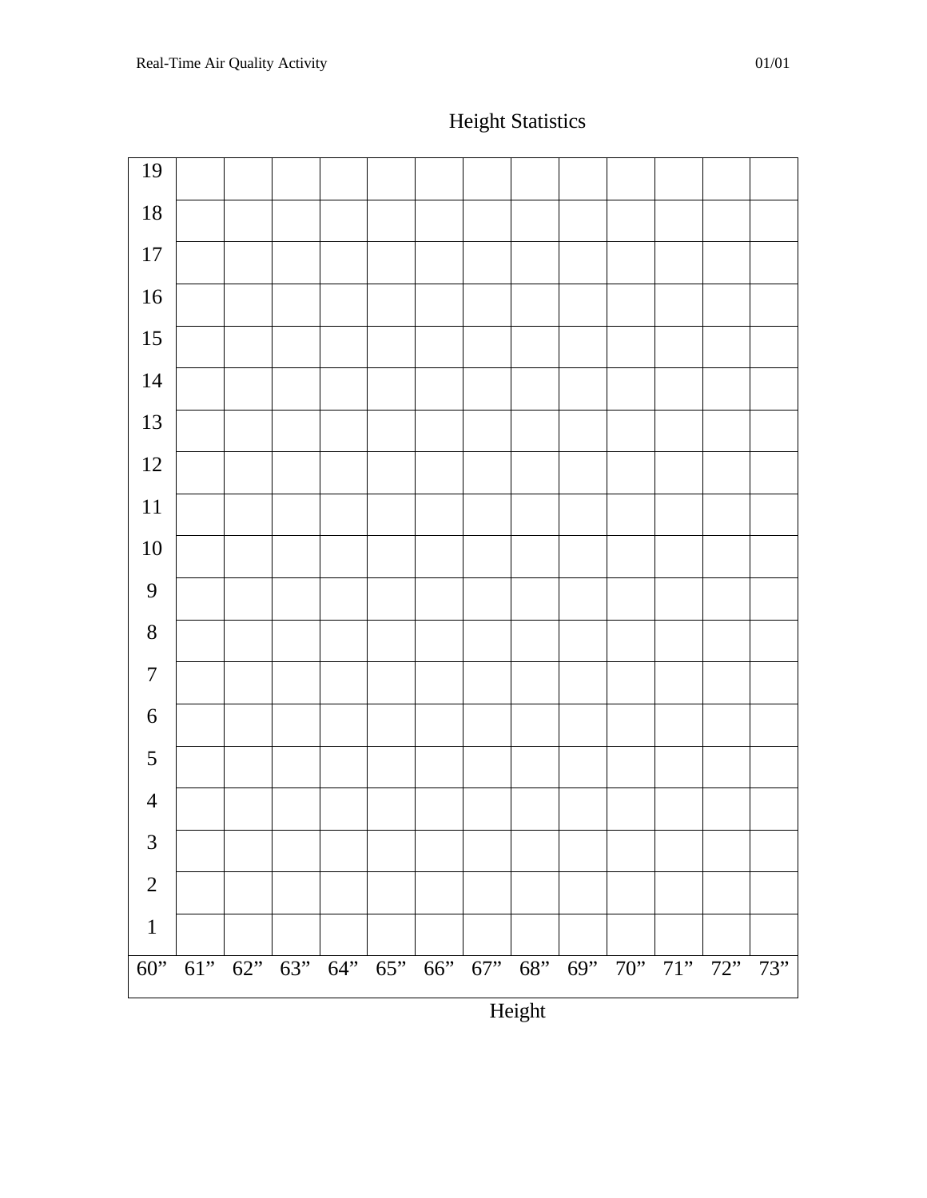# Height Statistics

| 19 | | | | | | | | | | | | | |
|---|---|---|---|---|---|---|---|---|---|---|---|---|---|
| 18 | | | | | | | | | | | | | |
| 17 | | | | | | | | | | | | | |
| 16 | | | | | | | | | | | | | |
| 15 | | | | | | | | | | | | | |
| 14 | | | | | | | | | | | | | |
| 13 | | | | | | | | | | | | | |
| 12 | | | | | | | | | | | | | |
| 11 | | | | | | | | | | | | | |
| 10 | | | | | | | | | | | | | |
| 9 | | | | | | | | | | | | | |
| 8 | | | | | | | | | | | | | |
| 7 | | | | | | | | | | | | | |
| 6 | | | | | | | | | | | | | |
| 5 | | | | | | | | | | | | | |
| 4 | | | | | | | | | | | | | |
| 3 | | | | | | | | | | | | | |
| 2 | | | | | | | | | | | | | |
| 1 | | | | | | | | | | | | | |
| 60” | 61” | 62” | 63” | 64” | 65” | 66” | 67” | 68” | 69” | 70” | 71” | 72” | 73” |

Height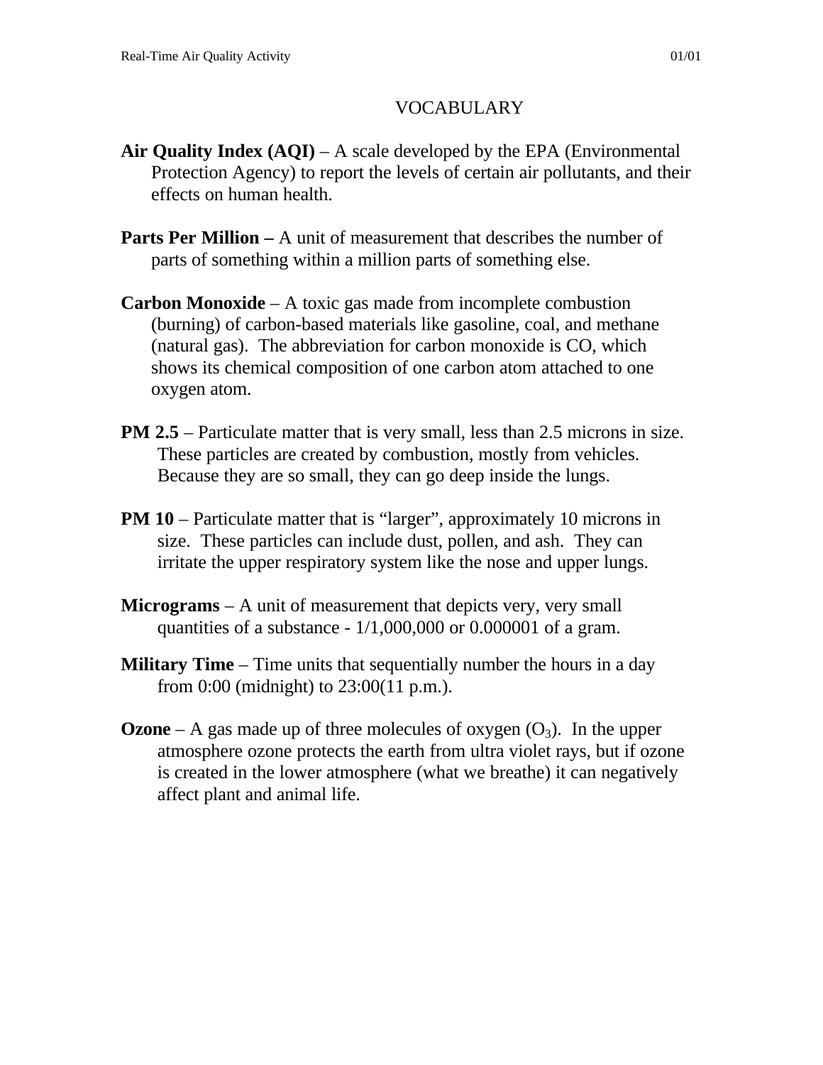# VOCABULARY

**Air Quality Index (AQI)** – A scale developed by the EPA (Environmental Protection Agency) to report the levels of certain air pollutants, and their effects on human health.

**Parts Per Million –** A unit of measurement that describes the number of parts of something within a million parts of something else.

**Carbon Monoxide** – A toxic gas made from incomplete combustion (burning) of carbon-based materials like gasoline, coal, and methane (natural gas). The abbreviation for carbon monoxide is CO, which shows its chemical composition of one carbon atom attached to one oxygen atom.

**PM 2.5** – Particulate matter that is very small, less than 2.5 microns in size. These particles are created by combustion, mostly from vehicles. Because they are so small, they can go deep inside the lungs.

**PM 10** – Particulate matter that is "larger", approximately 10 microns in size. These particles can include dust, pollen, and ash. They can irritate the upper respiratory system like the nose and upper lungs.

**Micrograms** – A unit of measurement that depicts very, very small quantities of a substance - 1/1,000,000 or 0.000001 of a gram.

**Military Time** – Time units that sequentially number the hours in a day from 0:00 (midnight) to 23:00(11 p.m.).

**Ozone** – A gas made up of three molecules of oxygen ($O_3$). In the upper atmosphere ozone protects the earth from ultra violet rays, but if ozone is created in the lower atmosphere (what we breathe) it can negatively affect plant and animal life.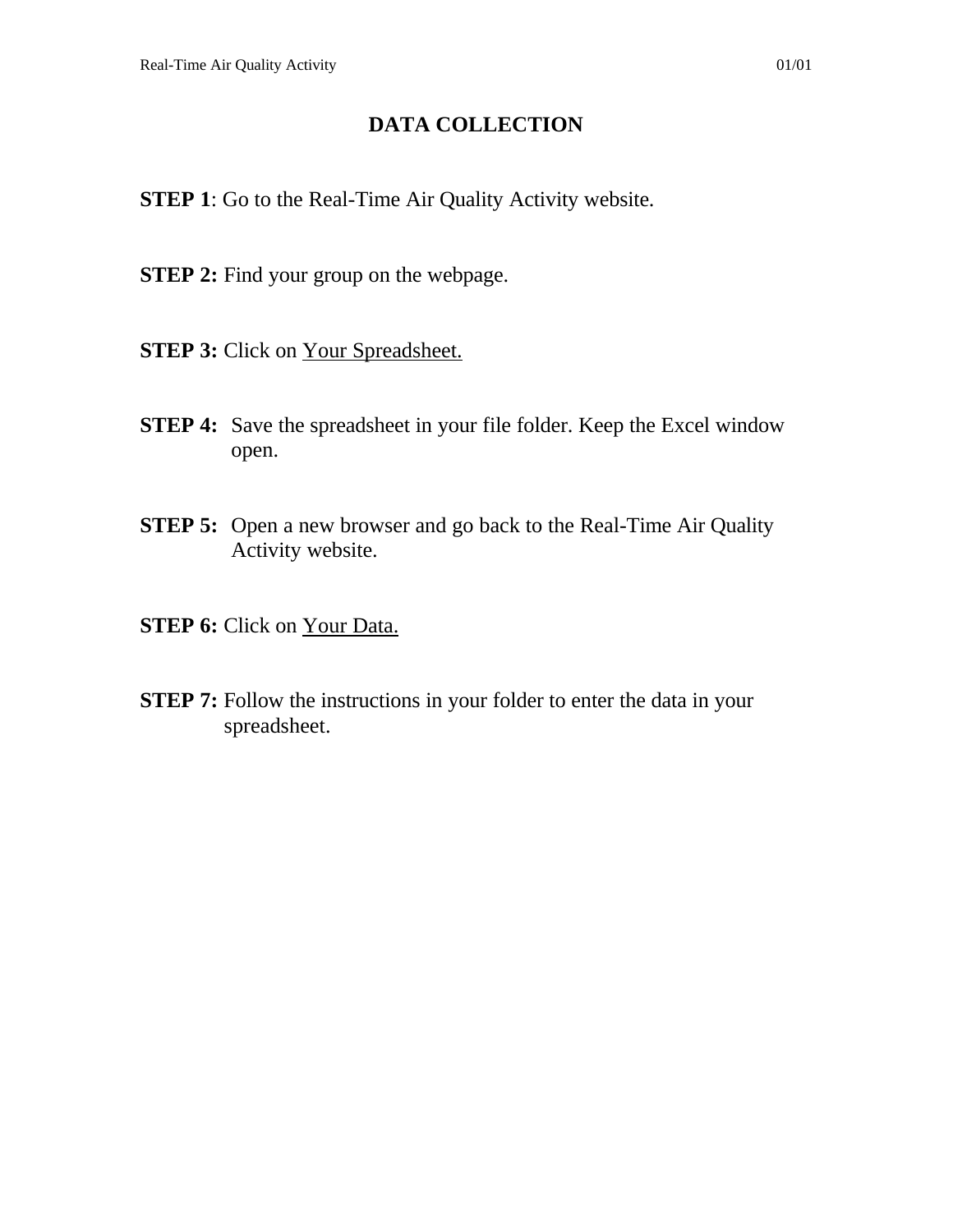# DATA COLLECTION

**STEP 1**: Go to the Real-Time Air Quality Activity website.

**STEP 2:** Find your group on the webpage.

**STEP 3:** Click on Your Spreadsheet.

**STEP 4:** Save the spreadsheet in your file folder. Keep the Excel window open.

**STEP 5:** Open a new browser and go back to the Real-Time Air Quality Activity website.

**STEP 6:** Click on Your Data.

**STEP 7:** Follow the instructions in your folder to enter the data in your spreadsheet.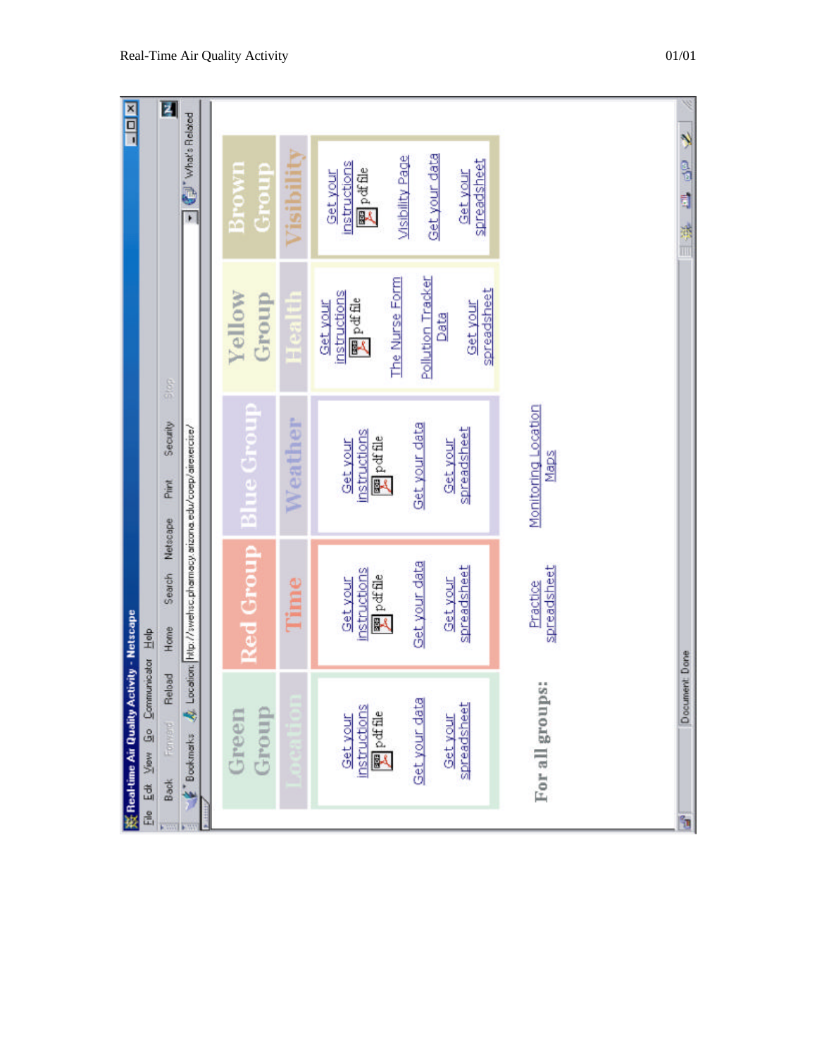| Green Group | Red Group | Blue Group | Yellow Group | Brown Group |
|---|---|---|---|---|
| Location | Time | Weather | Health | Visibility |
| Get your instructions pdf file | Get your instructions pdf file | Get your instructions pdf file | Get your instructions pdf file | Get your instructions pdf file |
| Get your data | Get your data | Get your data | The Nurse Form | Visibility Page |
| Get your spreadsheet | Get your spreadsheet | Get your spreadsheet | Pollution Tracker Data | Get your data |
| | | | Get your spreadsheet | Get your spreadsheet |

**For all groups:** Practice spreadsheet | Monitoring Location Maps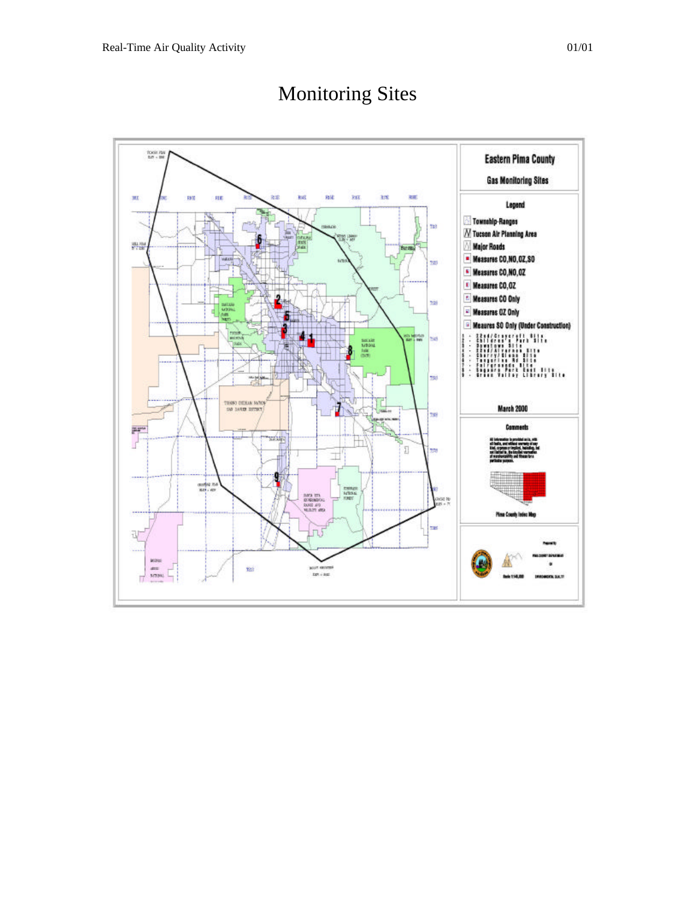# Monitoring Sites

Eastern Pima County

Gas Monitoring Sites

Legend

Township-Ranges

Tucson Air Planning Area

Major Roads

Measures CO,NO,OZ,SO

Measures CO,NO,OZ

Measures CO,OZ

Measures CO Only

Measures OZ Only

Meaures SO Only (Under Construction)

1 - 22nd/Craycroft Site
2 - Children's Park Site
3 - Downtown Site
4 - 22nd/Alvernon Site
5 - Cherry/Glenn Site
6 - Tangerine Rd Site
7 - Fairgrounds Site
8 - Saguaro Park East Site
9 - Green Valley Library Site

March 2000

Comments

Pima County Index Map